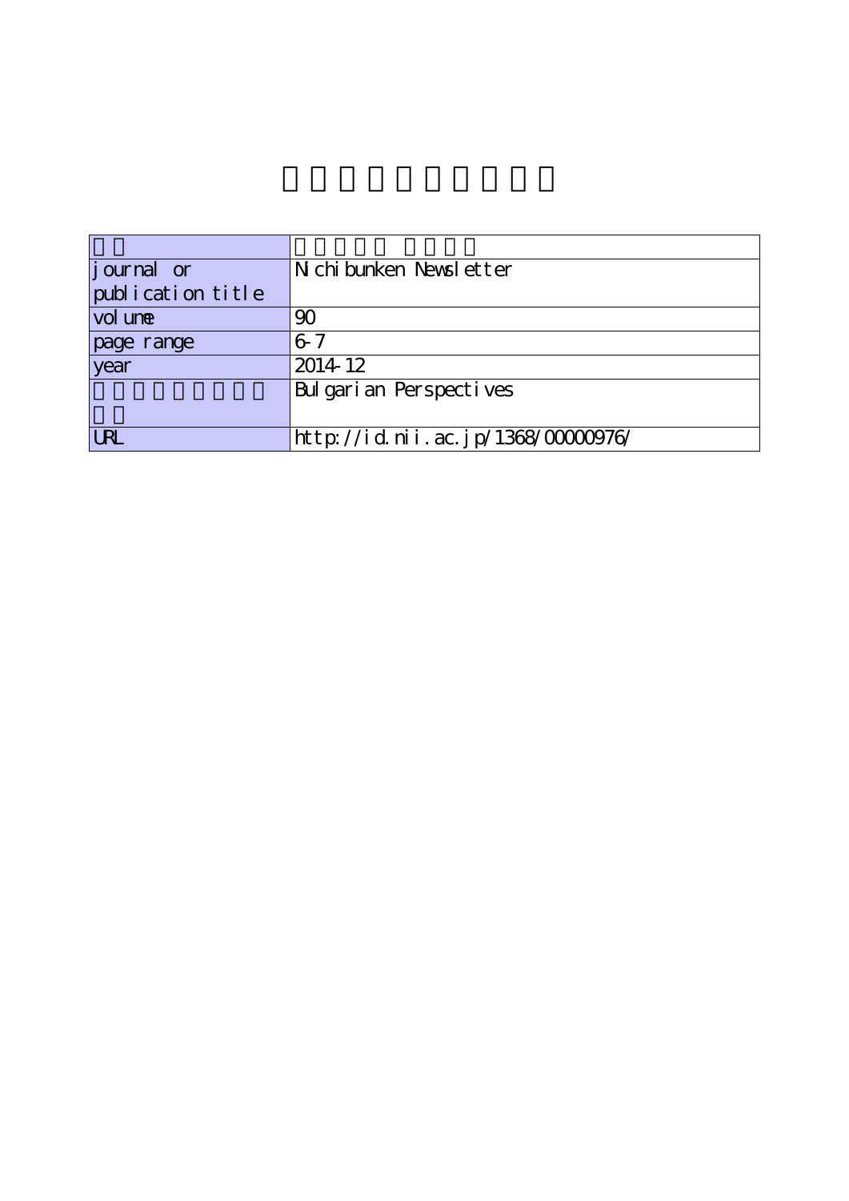| | |
|---|---|
| | |
| journal or publication title | Nichibunken Newsletter |
| volume | 90 |
| page range | 6-7 |
| year | 2014-12 |
| | Bulgarian Perspectives |
| URL | http://id.nii.ac.jp/1368/00000976/ |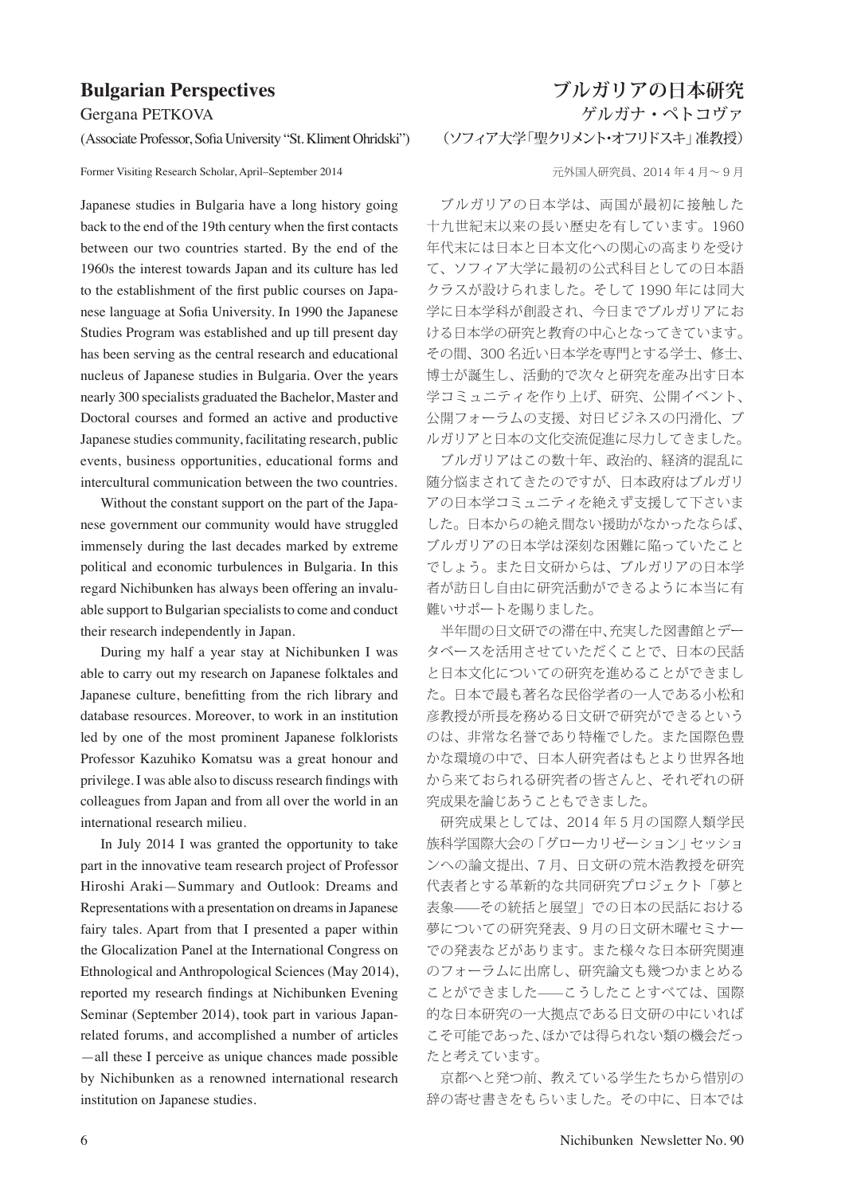## Bulgarian Perspectives

Gergana PETKOVA

(Associate Professor, Sofia University "St. Kliment Ohridski")

Former Visiting Research Scholar, April–September 2014

Japanese studies in Bulgaria have a long history going back to the end of the 19th century when the first contacts between our two countries started. By the end of the 1960s the interest towards Japan and its culture has led to the establishment of the first public courses on Japanese language at Sofia University. In 1990 the Japanese Studies Program was established and up till present day has been serving as the central research and educational nucleus of Japanese studies in Bulgaria. Over the years nearly 300 specialists graduated the Bachelor, Master and Doctoral courses and formed an active and productive Japanese studies community, facilitating research, public events, business opportunities, educational forms and intercultural communication between the two countries.

Without the constant support on the part of the Japanese government our community would have struggled immensely during the last decades marked by extreme political and economic turbulences in Bulgaria. In this regard Nichibunken has always been offering an invaluable support to Bulgarian specialists to come and conduct their research independently in Japan.

During my half a year stay at Nichibunken I was able to carry out my research on Japanese folktales and Japanese culture, benefitting from the rich library and database resources. Moreover, to work in an institution led by one of the most prominent Japanese folklorists Professor Kazuhiko Komatsu was a great honour and privilege. I was able also to discuss research findings with colleagues from Japan and from all over the world in an international research milieu.

In July 2014 I was granted the opportunity to take part in the innovative team research project of Professor Hiroshi Araki—Summary and Outlook: Dreams and Representations with a presentation on dreams in Japanese fairy tales. Apart from that I presented a paper within the Glocalization Panel at the International Congress on Ethnological and Anthropological Sciences (May 2014), reported my research findings at Nichibunken Evening Seminar (September 2014), took part in various Japan-related forums, and accomplished a number of articles—all these I perceive as unique chances made possible by Nichibunken as a renowned international research institution on Japanese studies.

## ブルガリアの日本研究

ゲルガナ・ペトコヴァ

（ソフィア大学「聖クリメント・オフリドスキ」准教授）

元外国人研究員、2014 年 4 月～ 9 月

ブルガリアの日本学は、両国が最初に接触した十九世紀末以来の長い歴史を有しています。1960 年代末には日本と日本文化への関心の高まりを受けて、ソフィア大学に最初の公式科目としての日本語クラスが設けられました。そして 1990 年には同大学に日本学科が創設され、今日までブルガリアにおける日本学の研究と教育の中心となってきています。その間、300 名近い日本学を専門とする学士、修士、博士が誕生し、活動的で次々と研究を産み出す日本学コミュニティを作り上げ、研究、公開イベント、公開フォーラムの支援、対日ビジネスの円滑化、ブルガリアと日本の文化交流促進に尽力してきました。

ブルガリアはこの数十年、政治的、経済的混乱に随分悩まされてきたのですが、日本政府はブルガリアの日本学コミュニティを絶えず支援して下さいました。日本からの絶え間ない援助がなかったならば、ブルガリアの日本学は深刻な困難に陥っていたことでしょう。また日文研からは、ブルガリアの日本学者が訪日し自由に研究活動ができるように本当に有難いサポートを賜りました。

半年間の日文研での滞在中、充実した図書館とデータベースを活用させていただくことで、日本の民話と日本文化についての研究を進めることができました。日本で最も著名な民俗学者の一人である小松和彦教授が所長を務める日文研で研究ができるというのは、非常な名誉であり特権でした。また国際色豊かな環境の中で、日本人研究者はもとより世界各地から来ておられる研究者の皆さんと、それぞれの研究成果を論じあうこともできました。

研究成果としては、2014 年 5 月の国際人類学民族科学国際大会の「グローカリゼーション」セッションへの論文提出、7 月、日文研の荒木浩教授を研究代表者とする革新的な共同研究プロジェクト「夢と表象——その統括と展望」での日本の民話における夢についての研究発表、9 月の日文研木曜セミナーでの発表などがあります。また様々な日本研究関連のフォーラムに出席し、研究論文も幾つかまとめることができました——こうしたことすべては、国際的な日本研究の一大拠点である日文研の中にいればこそ可能であった、ほかでは得られない類の機会だったと考えています。

京都へと発つ前、教えている学生たちから惜別の辞の寄せ書きをもらいました。その中に、日本では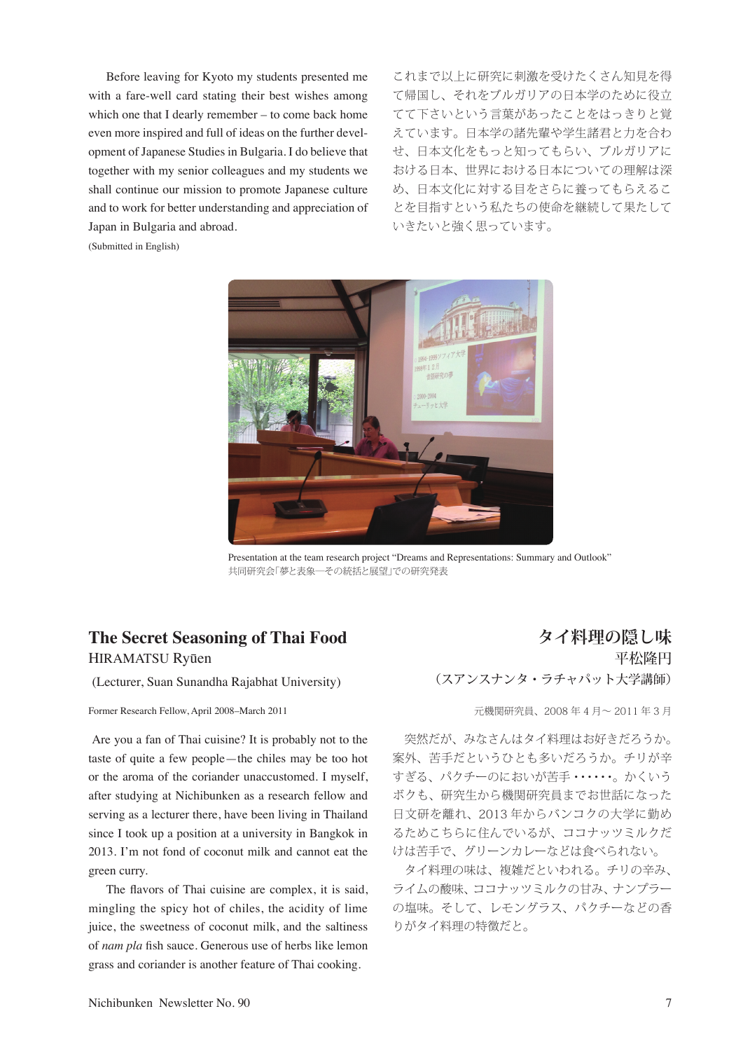Before leaving for Kyoto my students presented me with a fare-well card stating their best wishes among which one that I dearly remember – to come back home even more inspired and full of ideas on the further development of Japanese Studies in Bulgaria. I do believe that together with my senior colleagues and my students we shall continue our mission to promote Japanese culture and to work for better understanding and appreciation of Japan in Bulgaria and abroad.

(Submitted in English)

これまで以上に研究に刺激を受けたくさん知見を得て帰国し、それをブルガリアの日本学のために役立てて下さいという言葉があったことをはっきりと覚えています。日本学の諸先輩や学生諸君と力を合わせ、日本文化をもっと知ってもらい、ブルガリアにおける日本、世界における日本についての理解は深め、日本文化に対する目をさらに養ってもらえることを目指すという私たちの使命を継続して果たしていきたいと強く思っています。

Presentation at the team research project "Dreams and Representations: Summary and Outlook"
共同研究会「夢と表象—その統括と展望」での研究発表

## The Secret Seasoning of Thai Food

HIRAMATSU Ryūen

(Lecturer, Suan Sunandha Rajabhat University)

Former Research Fellow, April 2008–March 2011

## タイ料理の隠し味

平松隆円

（スアンスナンタ・ラチャパット大学講師）

元機関研究員、2008 年 4 月～ 2011 年 3 月

Are you a fan of Thai cuisine? It is probably not to the taste of quite a few people—the chiles may be too hot or the aroma of the coriander unaccustomed. I myself, after studying at Nichibunken as a research fellow and serving as a lecturer there, have been living in Thailand since I took up a position at a university in Bangkok in 2013. I'm not fond of coconut milk and cannot eat the green curry.

The flavors of Thai cuisine are complex, it is said, mingling the spicy hot of chiles, the acidity of lime juice, the sweetness of coconut milk, and the saltiness of *nam pla* fish sauce. Generous use of herbs like lemon grass and coriander is another feature of Thai cooking.

突然だが、みなさんはタイ料理はお好きだろうか。案外、苦手だというひとも多いだろうか。チリが辛すぎる、パクチーのにおいが苦手……。かくいうボクも、研究生から機関研究員までお世話になった日文研を離れ、2013 年からバンコクの大学に勤めるためこちらに住んでいるが、ココナッツミルクだけは苦手で、グリーンカレーなどは食べられない。

タイ料理の味は、複雑だといわれる。チリの辛み、ライムの酸味、ココナッツミルクの甘み、ナンプラーの塩味。そして、レモングラス、パクチーなどの香りがタイ料理の特徴だと。